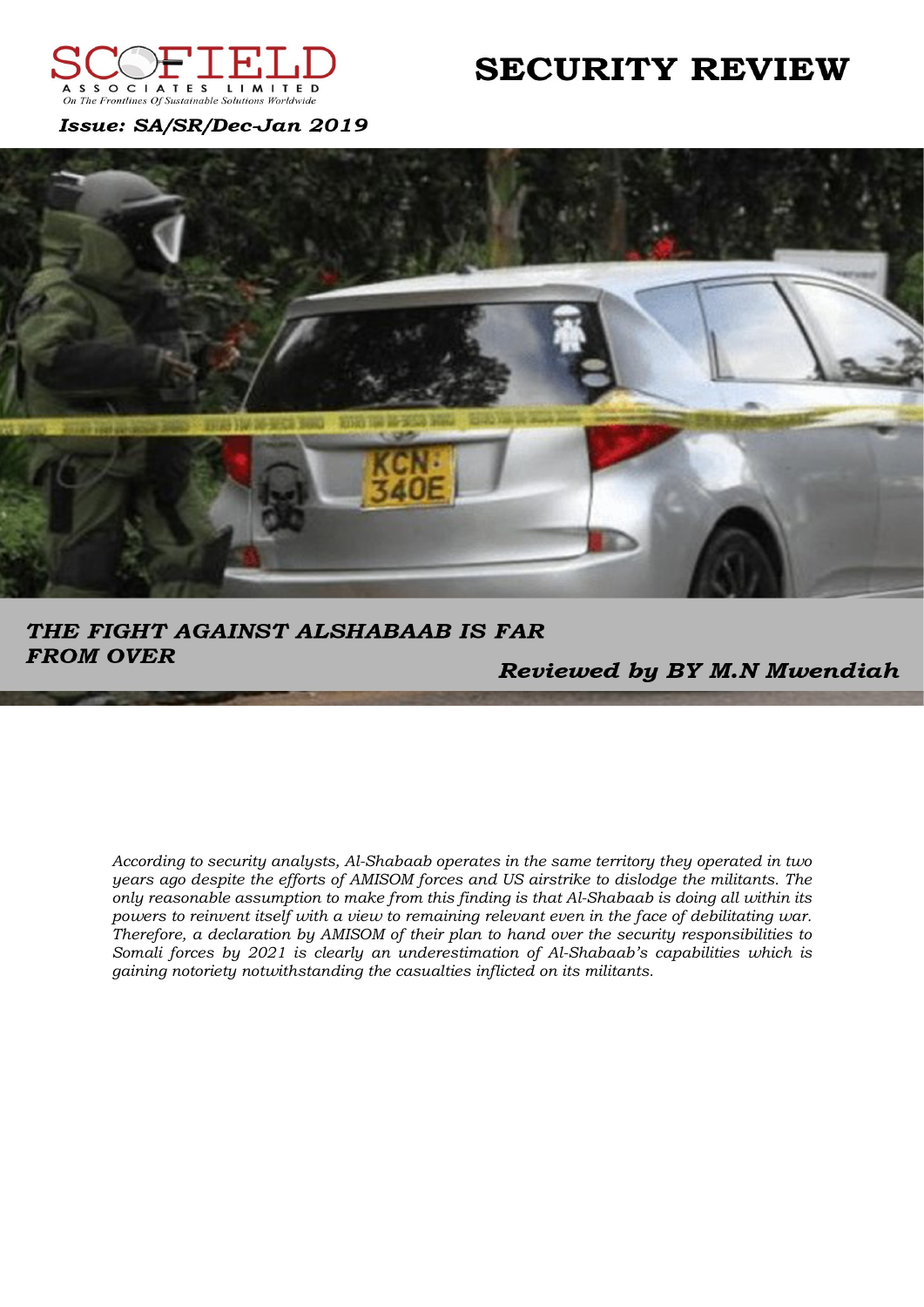SCOFIELD ASSOCIATES LIMITED
*On The Frontlines Of Sustainable Solutions Worldwide*

# SECURITY REVIEW

*Issue: SA/SR/Dec-Jan 2019*

## *THE FIGHT AGAINST ALSHABAAB IS FAR FROM OVER*

*Reviewed by BY M.N Mwendiah*

*According to security analysts, Al-Shabaab operates in the same territory they operated in two years ago despite the efforts of AMISOM forces and US airstrike to dislodge the militants. The only reasonable assumption to make from this finding is that Al-Shabaab is doing all within its powers to reinvent itself with a view to remaining relevant even in the face of debilitating war. Therefore, a declaration by AMISOM of their plan to hand over the security responsibilities to Somali forces by 2021 is clearly an underestimation of Al-Shabaab's capabilities which is gaining notoriety notwithstanding the casualties inflicted on its militants.*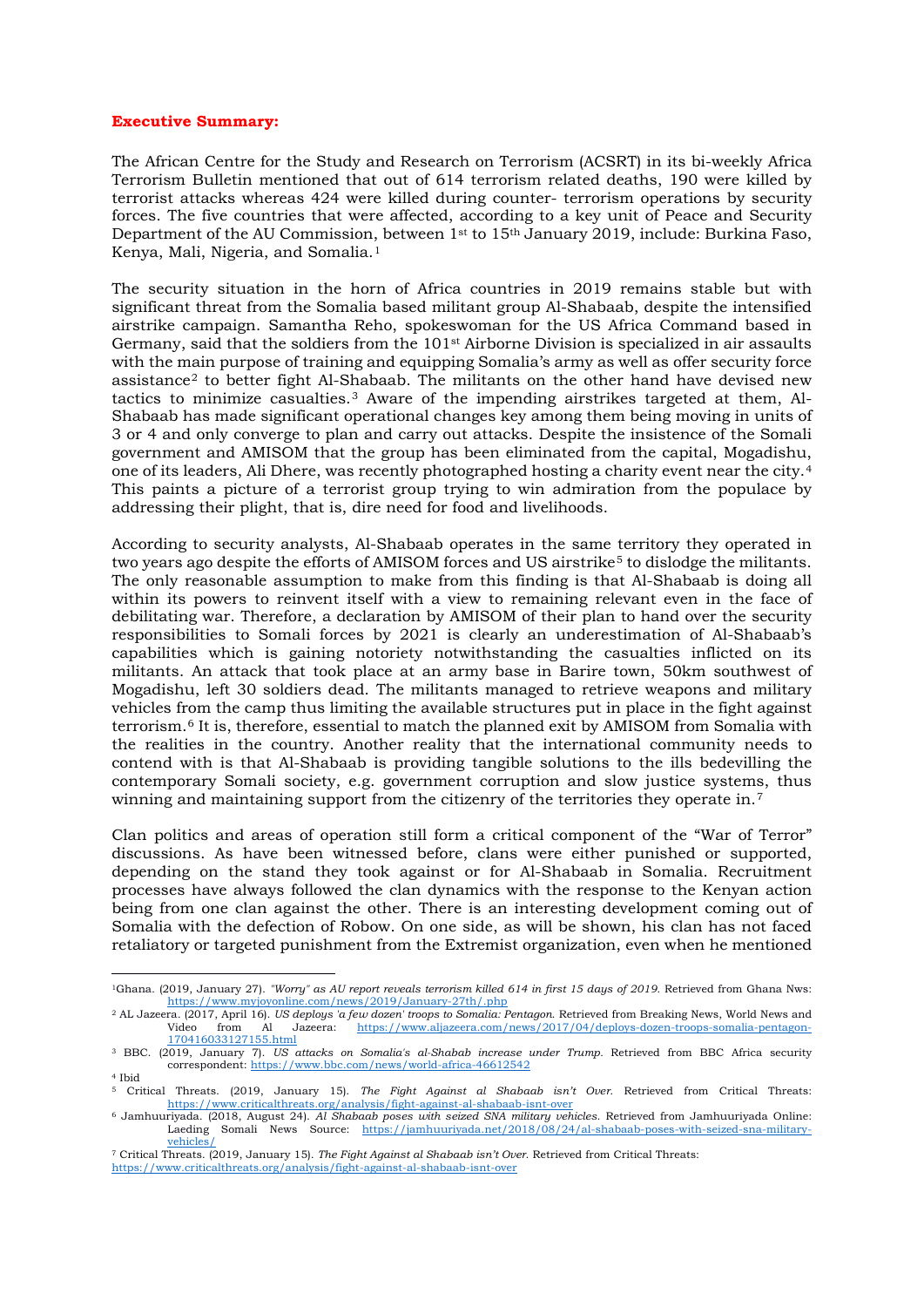**Executive Summary:**

The African Centre for the Study and Research on Terrorism (ACSRT) in its bi-weekly Africa Terrorism Bulletin mentioned that out of 614 terrorism related deaths, 190 were killed by terrorist attacks whereas 424 were killed during counter- terrorism operations by security forces. The five countries that were affected, according to a key unit of Peace and Security Department of the AU Commission, between 1st to 15th January 2019, include: Burkina Faso, Kenya, Mali, Nigeria, and Somalia.[1]

The security situation in the horn of Africa countries in 2019 remains stable but with significant threat from the Somalia based militant group Al-Shabaab, despite the intensified airstrike campaign. Samantha Reho, spokeswoman for the US Africa Command based in Germany, said that the soldiers from the 101st Airborne Division is specialized in air assaults with the main purpose of training and equipping Somalia's army as well as offer security force assistance[2] to better fight Al-Shabaab. The militants on the other hand have devised new tactics to minimize casualties.[3] Aware of the impending airstrikes targeted at them, Al-Shabaab has made significant operational changes key among them being moving in units of 3 or 4 and only converge to plan and carry out attacks. Despite the insistence of the Somali government and AMISOM that the group has been eliminated from the capital, Mogadishu, one of its leaders, Ali Dhere, was recently photographed hosting a charity event near the city.[4] This paints a picture of a terrorist group trying to win admiration from the populace by addressing their plight, that is, dire need for food and livelihoods.

According to security analysts, Al-Shabaab operates in the same territory they operated in two years ago despite the efforts of AMISOM forces and US airstrike[5] to dislodge the militants. The only reasonable assumption to make from this finding is that Al-Shabaab is doing all within its powers to reinvent itself with a view to remaining relevant even in the face of debilitating war. Therefore, a declaration by AMISOM of their plan to hand over the security responsibilities to Somali forces by 2021 is clearly an underestimation of Al-Shabaab's capabilities which is gaining notoriety notwithstanding the casualties inflicted on its militants. An attack that took place at an army base in Barire town, 50km southwest of Mogadishu, left 30 soldiers dead. The militants managed to retrieve weapons and military vehicles from the camp thus limiting the available structures put in place in the fight against terrorism.[6] It is, therefore, essential to match the planned exit by AMISOM from Somalia with the realities in the country. Another reality that the international community needs to contend with is that Al-Shabaab is providing tangible solutions to the ills bedevilling the contemporary Somali society, e.g. government corruption and slow justice systems, thus winning and maintaining support from the citizenry of the territories they operate in.[7]

Clan politics and areas of operation still form a critical component of the "War of Terror" discussions. As have been witnessed before, clans were either punished or supported, depending on the stand they took against or for Al-Shabaab in Somalia. Recruitment processes have always followed the clan dynamics with the response to the Kenyan action being from one clan against the other. There is an interesting development coming out of Somalia with the defection of Robow. On one side, as will be shown, his clan has not faced retaliatory or targeted punishment from the Extremist organization, even when he mentioned

---

[1] Ghana. (2019, January 27). *"Worry" as AU report reveals terrorism killed 614 in first 15 days of 2019.* Retrieved from Ghana Nws: https://www.myjoyonline.com/news/2019/January-27th/.php

[2] AL Jazeera. (2017, April 16). *US deploys 'a few dozen' troops to Somalia: Pentagon.* Retrieved from Breaking News, World News and Video from Al Jazeera: https://www.aljazeera.com/news/2017/04/deploys-dozen-troops-somalia-pentagon-170416033127155.html

[3] BBC. (2019, January 7). *US attacks on Somalia's al-Shabab increase under Trump.* Retrieved from BBC Africa security correspondent: https://www.bbc.com/news/world-africa-46612542

[4] Ibid

[5] Critical Threats. (2019, January 15). *The Fight Against al Shabaab isn't Over.* Retrieved from Critical Threats: https://www.criticalthreats.org/analysis/fight-against-al-shabaab-isnt-over

[6] Jamhuuriyada. (2018, August 24). *Al Shabaab poses with seized SNA military vehicles.* Retrieved from Jamhuuriyada Online: Laeding Somali News Source: https://jamhuuriyada.net/2018/08/24/al-shabaab-poses-with-seized-sna-military-vehicles/

[7] Critical Threats. (2019, January 15). *The Fight Against al Shabaab isn't Over.* Retrieved from Critical Threats: https://www.criticalthreats.org/analysis/fight-against-al-shabaab-isnt-over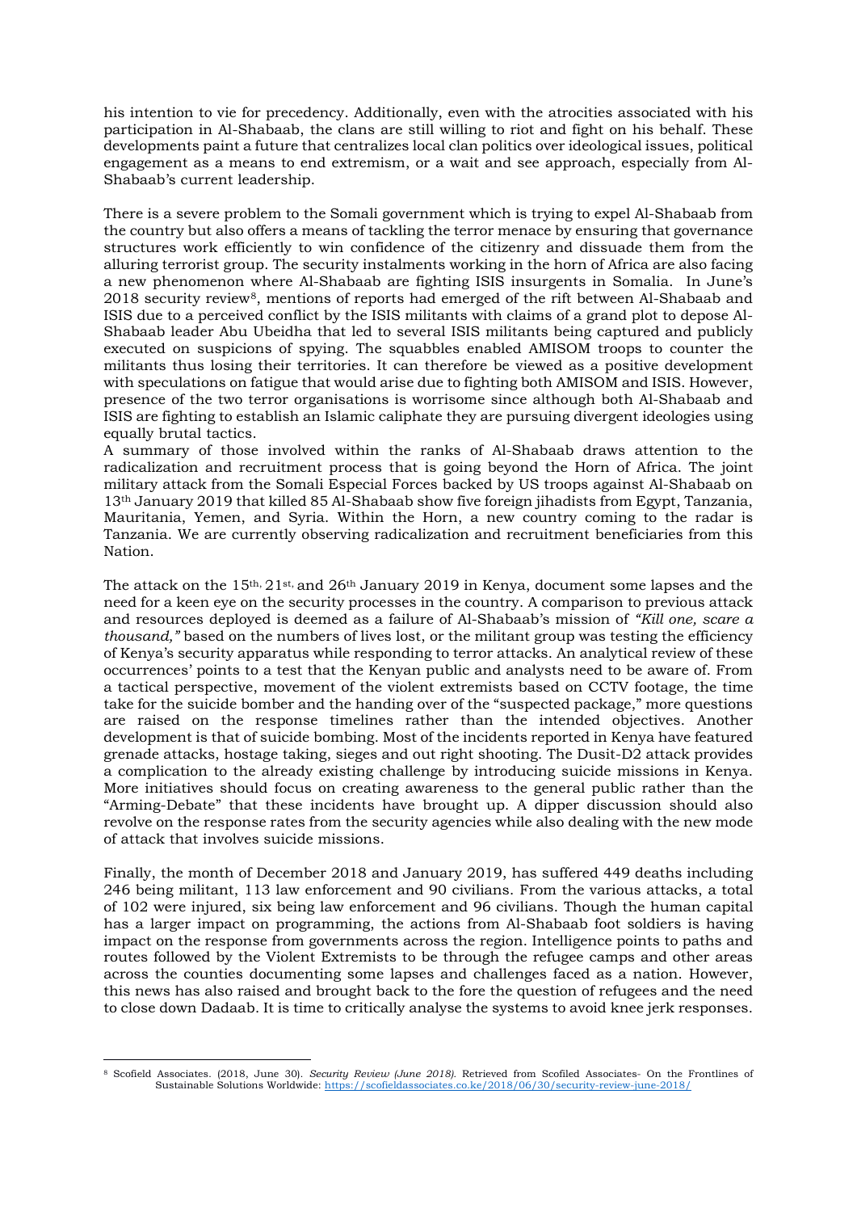his intention to vie for precedency. Additionally, even with the atrocities associated with his participation in Al-Shabaab, the clans are still willing to riot and fight on his behalf. These developments paint a future that centralizes local clan politics over ideological issues, political engagement as a means to end extremism, or a wait and see approach, especially from Al-Shabaab's current leadership.

There is a severe problem to the Somali government which is trying to expel Al-Shabaab from the country but also offers a means of tackling the terror menace by ensuring that governance structures work efficiently to win confidence of the citizenry and dissuade them from the alluring terrorist group. The security instalments working in the horn of Africa are also facing a new phenomenon where Al-Shabaab are fighting ISIS insurgents in Somalia. In June's 2018 security review[8], mentions of reports had emerged of the rift between Al-Shabaab and ISIS due to a perceived conflict by the ISIS militants with claims of a grand plot to depose Al-Shabaab leader Abu Ubeidha that led to several ISIS militants being captured and publicly executed on suspicions of spying. The squabbles enabled AMISOM troops to counter the militants thus losing their territories. It can therefore be viewed as a positive development with speculations on fatigue that would arise due to fighting both AMISOM and ISIS. However, presence of the two terror organisations is worrisome since although both Al-Shabaab and ISIS are fighting to establish an Islamic caliphate they are pursuing divergent ideologies using equally brutal tactics.

A summary of those involved within the ranks of Al-Shabaab draws attention to the radicalization and recruitment process that is going beyond the Horn of Africa. The joint military attack from the Somali Especial Forces backed by US troops against Al-Shabaab on 13th January 2019 that killed 85 Al-Shabaab show five foreign jihadists from Egypt, Tanzania, Mauritania, Yemen, and Syria. Within the Horn, a new country coming to the radar is Tanzania. We are currently observing radicalization and recruitment beneficiaries from this Nation.

The attack on the 15th, 21st, and 26th January 2019 in Kenya, document some lapses and the need for a keen eye on the security processes in the country. A comparison to previous attack and resources deployed is deemed as a failure of Al-Shabaab's mission of *"Kill one, scare a thousand,"* based on the numbers of lives lost, or the militant group was testing the efficiency of Kenya's security apparatus while responding to terror attacks. An analytical review of these occurrences' points to a test that the Kenyan public and analysts need to be aware of. From a tactical perspective, movement of the violent extremists based on CCTV footage, the time take for the suicide bomber and the handing over of the "suspected package," more questions are raised on the response timelines rather than the intended objectives. Another development is that of suicide bombing. Most of the incidents reported in Kenya have featured grenade attacks, hostage taking, sieges and out right shooting. The Dusit-D2 attack provides a complication to the already existing challenge by introducing suicide missions in Kenya. More initiatives should focus on creating awareness to the general public rather than the "Arming-Debate" that these incidents have brought up. A dipper discussion should also revolve on the response rates from the security agencies while also dealing with the new mode of attack that involves suicide missions.

Finally, the month of December 2018 and January 2019, has suffered 449 deaths including 246 being militant, 113 law enforcement and 90 civilians. From the various attacks, a total of 102 were injured, six being law enforcement and 96 civilians. Though the human capital has a larger impact on programming, the actions from Al-Shabaab foot soldiers is having impact on the response from governments across the region. Intelligence points to paths and routes followed by the Violent Extremists to be through the refugee camps and other areas across the counties documenting some lapses and challenges faced as a nation. However, this news has also raised and brought back to the fore the question of refugees and the need to close down Dadaab. It is time to critically analyse the systems to avoid knee jerk responses.

---

[8] Scofield Associates. (2018, June 30). *Security Review (June 2018)*. Retrieved from Scofiled Associates- On the Frontlines of Sustainable Solutions Worldwide: https://scofieldassociates.co.ke/2018/06/30/security-review-june-2018/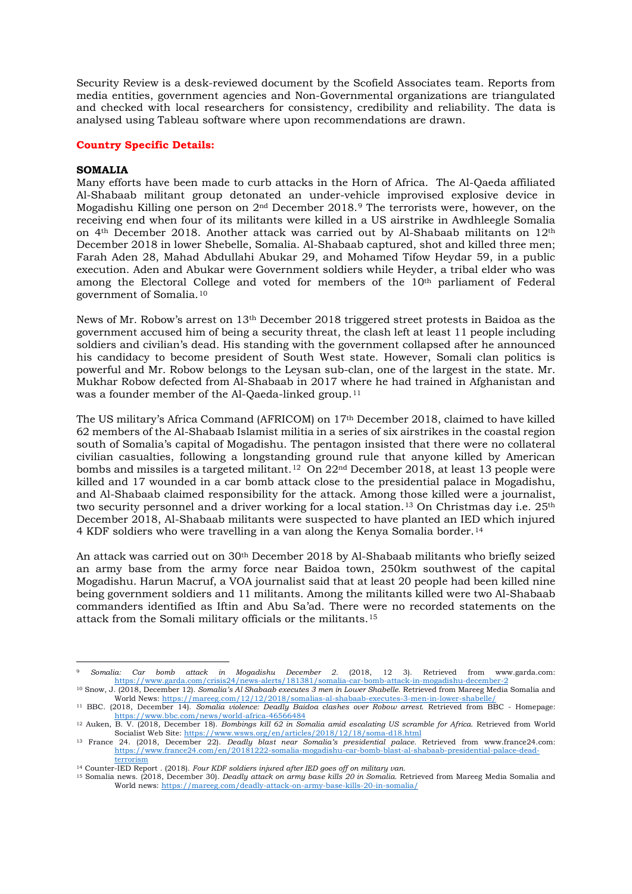Security Review is a desk-reviewed document by the Scofield Associates team. Reports from media entities, government agencies and Non-Governmental organizations are triangulated and checked with local researchers for consistency, credibility and reliability. The data is analysed using Tableau software where upon recommendations are drawn.

**Country Specific Details:**

**SOMALIA**

Many efforts have been made to curb attacks in the Horn of Africa. The Al-Qaeda affiliated Al-Shabaab militant group detonated an under-vehicle improvised explosive device in Mogadishu Killing one person on 2nd December 2018.[9] The terrorists were, however, on the receiving end when four of its militants were killed in a US airstrike in Awdhleegle Somalia on 4th December 2018. Another attack was carried out by Al-Shabaab militants on 12th December 2018 in lower Shebelle, Somalia. Al-Shabaab captured, shot and killed three men; Farah Aden 28, Mahad Abdullahi Abukar 29, and Mohamed Tifow Heydar 59, in a public execution. Aden and Abukar were Government soldiers while Heyder, a tribal elder who was among the Electoral College and voted for members of the 10th parliament of Federal government of Somalia.[10]

News of Mr. Robow's arrest on 13th December 2018 triggered street protests in Baidoa as the government accused him of being a security threat, the clash left at least 11 people including soldiers and civilian's dead. His standing with the government collapsed after he announced his candidacy to become president of South West state. However, Somali clan politics is powerful and Mr. Robow belongs to the Leysan sub-clan, one of the largest in the state. Mr. Mukhar Robow defected from Al-Shabaab in 2017 where he had trained in Afghanistan and was a founder member of the Al-Qaeda-linked group.[11]

The US military's Africa Command (AFRICOM) on 17th December 2018, claimed to have killed 62 members of the Al-Shabaab Islamist militia in a series of six airstrikes in the coastal region south of Somalia's capital of Mogadishu. The pentagon insisted that there were no collateral civilian casualties, following a longstanding ground rule that anyone killed by American bombs and missiles is a targeted militant.[12] On 22nd December 2018, at least 13 people were killed and 17 wounded in a car bomb attack close to the presidential palace in Mogadishu, and Al-Shabaab claimed responsibility for the attack. Among those killed were a journalist, two security personnel and a driver working for a local station.[13] On Christmas day i.e. 25th December 2018, Al-Shabaab militants were suspected to have planted an IED which injured 4 KDF soldiers who were travelling in a van along the Kenya Somalia border.[14]

An attack was carried out on 30th December 2018 by Al-Shabaab militants who briefly seized an army base from the army force near Baidoa town, 250km southwest of the capital Mogadishu. Harun Macruf, a VOA journalist said that at least 20 people had been killed nine being government soldiers and 11 militants. Among the militants killed were two Al-Shabaab commanders identified as Iftin and Abu Sa'ad. There were no recorded statements on the attack from the Somali military officials or the militants.[15]

---

[9] *Somalia: Car bomb attack in Mogadishu December 2.* (2018, 12 3). Retrieved from www.garda.com: https://www.garda.com/crisis24/news-alerts/181381/somalia-car-bomb-attack-in-mogadishu-december-2

[10] Snow, J. (2018, December 12). *Somalia's Al Shabaab executes 3 men in Lower Shabelle.* Retrieved from Mareeg Media Somalia and World News: https://mareeg.com/12/12/2018/somalias-al-shabaab-executes-3-men-in-lower-shabelle/

[11] BBC. (2018, December 14). *Somalia violence: Deadly Baidoa clashes over Robow arrest.* Retrieved from BBC - Homepage: https://www.bbc.com/news/world-africa-46566484

[12] Auken, B. V. (2018, December 18). *Bombings kill 62 in Somalia amid escalating US scramble for Africa.* Retrieved from World Socialist Web Site: https://www.wsws.org/en/articles/2018/12/18/soma-d18.html

[13] France 24. (2018, December 22). *Deadly blast near Somalia's presidential palace.* Retrieved from www.france24.com: https://www.france24.com/en/20181222-somalia-mogadishu-car-bomb-blast-al-shabaab-presidential-palace-dead-terrorism

[14] Counter-IED Report . (2018). *Four KDF soldiers injured after IED goes off on military van.*

[15] Somalia news. (2018, December 30). *Deadly attack on army base kills 20 in Somalia.* Retrieved from Mareeg Media Somalia and World news: https://mareeg.com/deadly-attack-on-army-base-kills-20-in-somalia/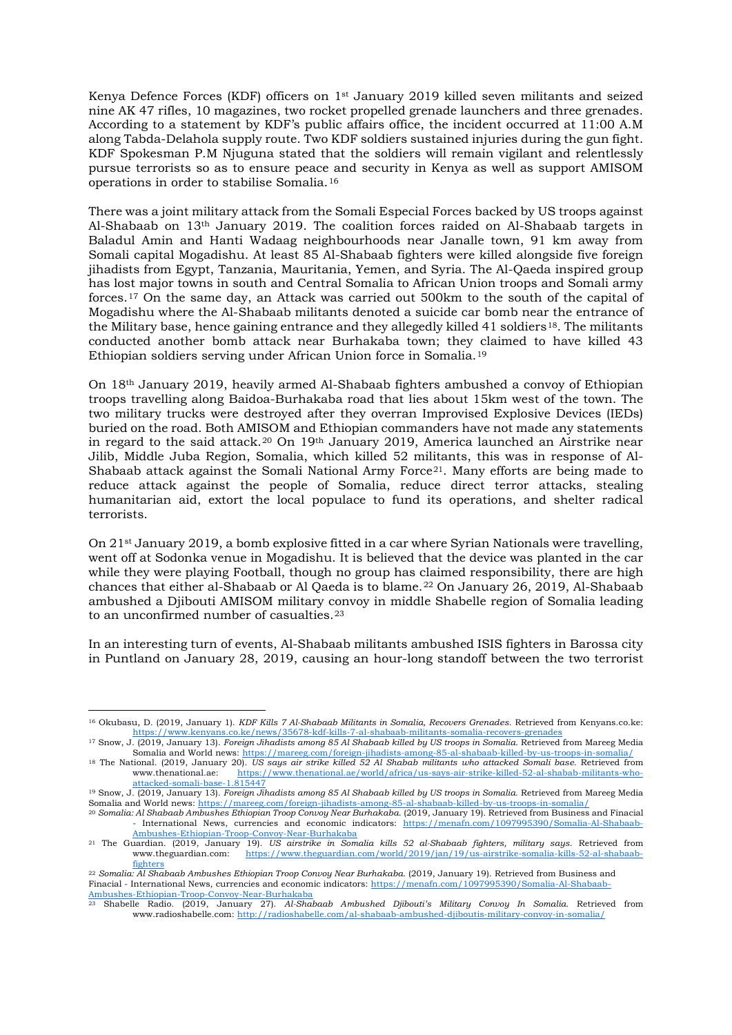Kenya Defence Forces (KDF) officers on 1st January 2019 killed seven militants and seized nine AK 47 rifles, 10 magazines, two rocket propelled grenade launchers and three grenades. According to a statement by KDF's public affairs office, the incident occurred at 11:00 A.M along Tabda-Delahola supply route. Two KDF soldiers sustained injuries during the gun fight. KDF Spokesman P.M Njuguna stated that the soldiers will remain vigilant and relentlessly pursue terrorists so as to ensure peace and security in Kenya as well as support AMISOM operations in order to stabilise Somalia.[16]

There was a joint military attack from the Somali Especial Forces backed by US troops against Al-Shabaab on 13th January 2019. The coalition forces raided on Al-Shabaab targets in Baladul Amin and Hanti Wadaag neighbourhoods near Janalle town, 91 km away from Somali capital Mogadishu. At least 85 Al-Shabaab fighters were killed alongside five foreign jihadists from Egypt, Tanzania, Mauritania, Yemen, and Syria. The Al-Qaeda inspired group has lost major towns in south and Central Somalia to African Union troops and Somali army forces.[17] On the same day, an Attack was carried out 500km to the south of the capital of Mogadishu where the Al-Shabaab militants denoted a suicide car bomb near the entrance of the Military base, hence gaining entrance and they allegedly killed 41 soldiers[18]. The militants conducted another bomb attack near Burhakaba town; they claimed to have killed 43 Ethiopian soldiers serving under African Union force in Somalia.[19]

On 18th January 2019, heavily armed Al-Shabaab fighters ambushed a convoy of Ethiopian troops travelling along Baidoa-Burhakaba road that lies about 15km west of the town. The two military trucks were destroyed after they overran Improvised Explosive Devices (IEDs) buried on the road. Both AMISOM and Ethiopian commanders have not made any statements in regard to the said attack.[20] On 19th January 2019, America launched an Airstrike near Jilib, Middle Juba Region, Somalia, which killed 52 militants, this was in response of Al-Shabaab attack against the Somali National Army Force[21]. Many efforts are being made to reduce attack against the people of Somalia, reduce direct terror attacks, stealing humanitarian aid, extort the local populace to fund its operations, and shelter radical terrorists.

On 21st January 2019, a bomb explosive fitted in a car where Syrian Nationals were travelling, went off at Sodonka venue in Mogadishu. It is believed that the device was planted in the car while they were playing Football, though no group has claimed responsibility, there are high chances that either al-Shabaab or Al Qaeda is to blame.[22] On January 26, 2019, Al-Shabaab ambushed a Djibouti AMISOM military convoy in middle Shabelle region of Somalia leading to an unconfirmed number of casualties.[23]

In an interesting turn of events, Al-Shabaab militants ambushed ISIS fighters in Barossa city in Puntland on January 28, 2019, causing an hour-long standoff between the two terrorist

---

[16] Okubasu, D. (2019, January 1). *KDF Kills 7 Al-Shabaab Militants in Somalia, Recovers Grenades.* Retrieved from Kenyans.co.ke: https://www.kenyans.co.ke/news/35678-kdf-kills-7-al-shabaab-militants-somalia-recovers-grenades

[17] Snow, J. (2019, January 13). *Foreign Jihadists among 85 Al Shabaab killed by US troops in Somalia.* Retrieved from Mareeg Media Somalia and World news: https://mareeg.com/foreign-jihadists-among-85-al-shabaab-killed-by-us-troops-in-somalia/

[18] The National. (2019, January 20). *US says air strike killed 52 Al Shabab militants who attacked Somali base.* Retrieved from www.thenational.ae: https://www.thenational.ae/world/africa/us-says-air-strike-killed-52-al-shabab-militants-who-attacked-somali-base-1.815447

[19] Snow, J. (2019, January 13). *Foreign Jihadists among 85 Al Shabaab killed by US troops in Somalia.* Retrieved from Mareeg Media Somalia and World news: https://mareeg.com/foreign-jihadists-among-85-al-shabaab-killed-by-us-troops-in-somalia/

[20] *Somalia: Al Shabaab Ambushes Ethiopian Troop Convoy Near Burhakaba.* (2019, January 19). Retrieved from Business and Finacial - International News, currencies and economic indicators: https://menafn.com/1097995390/Somalia-Al-Shabaab-Ambushes-Ethiopian-Troop-Convoy-Near-Burhakaba

[21] The Guardian. (2019, January 19). *US airstrike in Somalia kills 52 al-Shabaab fighters, military says.* Retrieved from www.theguardian.com: https://www.theguardian.com/world/2019/jan/19/us-airstrike-somalia-kills-52-al-shabaab-fighters

[22] *Somalia: Al Shabaab Ambushes Ethiopian Troop Convoy Near Burhakaba.* (2019, January 19). Retrieved from Business and Finacial - International News, currencies and economic indicators: https://menafn.com/1097995390/Somalia-Al-Shabaab-Ambushes-Ethiopian-Troop-Convoy-Near-Burhakaba

[23] Shabelle Radio. (2019, January 27). *Al-Shabaab Ambushed Djibouti's Military Convoy In Somalia.* Retrieved from www.radioshabelle.com: http://radioshabelle.com/al-shabaab-ambushed-djiboutis-military-convoy-in-somalia/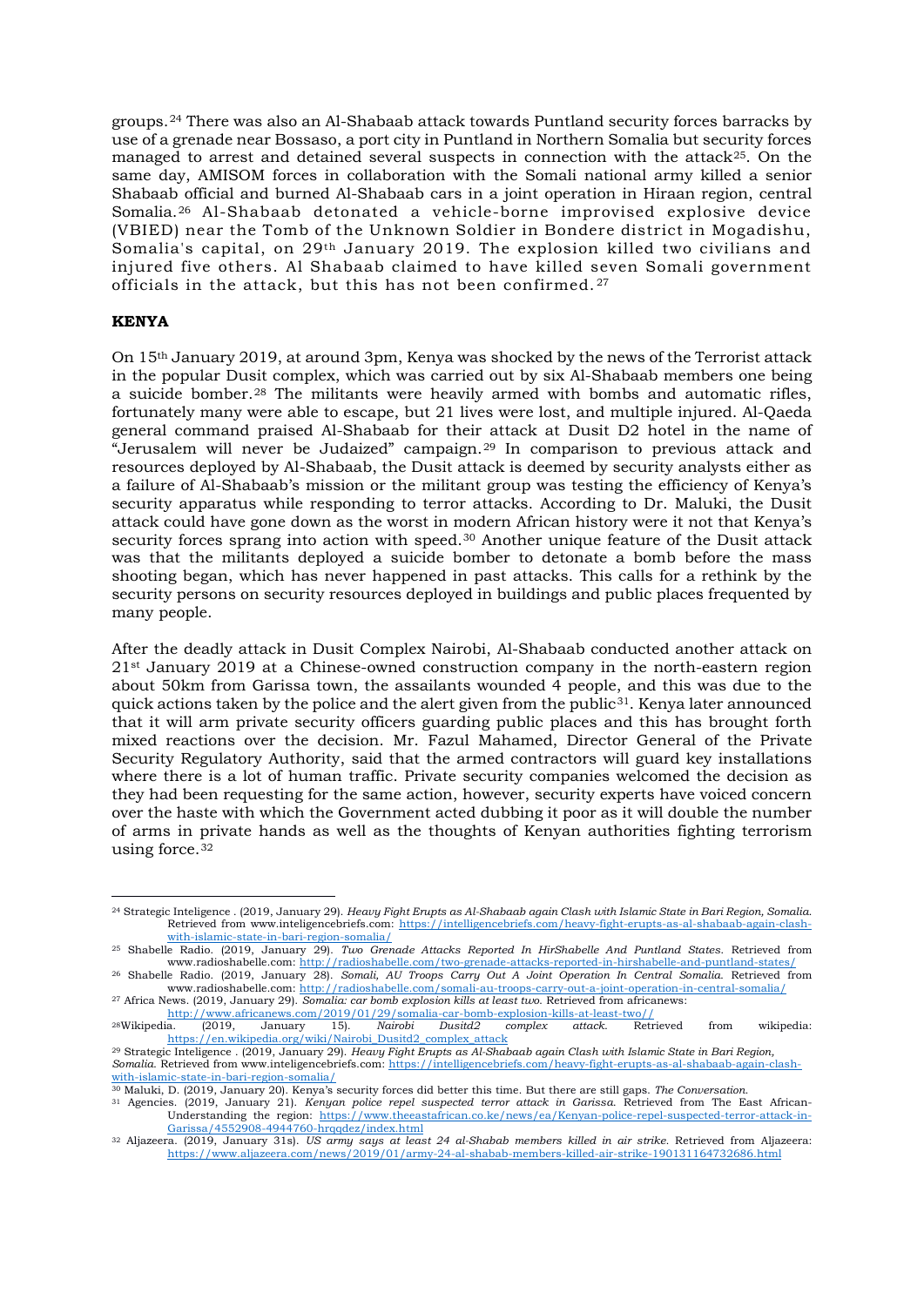groups.[24] There was also an Al-Shabaab attack towards Puntland security forces barracks by use of a grenade near Bossaso, a port city in Puntland in Northern Somalia but security forces managed to arrest and detained several suspects in connection with the attack[25]. On the same day, AMISOM forces in collaboration with the Somali national army killed a senior Shabaab official and burned Al-Shabaab cars in a joint operation in Hiraan region, central Somalia.[26] Al-Shabaab detonated a vehicle-borne improvised explosive device (VBIED) near the Tomb of the Unknown Soldier in Bondere district in Mogadishu, Somalia's capital, on 29th January 2019. The explosion killed two civilians and injured five others. Al Shabaab claimed to have killed seven Somali government officials in the attack, but this has not been confirmed.[27]

**KENYA**

On 15th January 2019, at around 3pm, Kenya was shocked by the news of the Terrorist attack in the popular Dusit complex, which was carried out by six Al-Shabaab members one being a suicide bomber.[28] The militants were heavily armed with bombs and automatic rifles, fortunately many were able to escape, but 21 lives were lost, and multiple injured. Al-Qaeda general command praised Al-Shabaab for their attack at Dusit D2 hotel in the name of "Jerusalem will never be Judaized" campaign.[29] In comparison to previous attack and resources deployed by Al-Shabaab, the Dusit attack is deemed by security analysts either as a failure of Al-Shabaab's mission or the militant group was testing the efficiency of Kenya's security apparatus while responding to terror attacks. According to Dr. Maluki, the Dusit attack could have gone down as the worst in modern African history were it not that Kenya's security forces sprang into action with speed.[30] Another unique feature of the Dusit attack was that the militants deployed a suicide bomber to detonate a bomb before the mass shooting began, which has never happened in past attacks. This calls for a rethink by the security persons on security resources deployed in buildings and public places frequented by many people.

After the deadly attack in Dusit Complex Nairobi, Al-Shabaab conducted another attack on 21st January 2019 at a Chinese-owned construction company in the north-eastern region about 50km from Garissa town, the assailants wounded 4 people, and this was due to the quick actions taken by the police and the alert given from the public[31]. Kenya later announced that it will arm private security officers guarding public places and this has brought forth mixed reactions over the decision. Mr. Fazul Mahamed, Director General of the Private Security Regulatory Authority, said that the armed contractors will guard key installations where there is a lot of human traffic. Private security companies welcomed the decision as they had been requesting for the same action, however, security experts have voiced concern over the haste with which the Government acted dubbing it poor as it will double the number of arms in private hands as well as the thoughts of Kenyan authorities fighting terrorism using force.[32]

---

[24] Strategic Inteligence . (2019, January 29). *Heavy Fight Erupts as Al-Shabaab again Clash with Islamic State in Bari Region, Somalia.* Retrieved from www.inteligencebriefs.com: https://intelligencebriefs.com/heavy-fight-erupts-as-al-shabaab-again-clash-with-islamic-state-in-bari-region-somalia/

[25] Shabelle Radio. (2019, January 29). *Two Grenade Attacks Reported In HirShabelle And Puntland States.* Retrieved from www.radioshabelle.com: http://radioshabelle.com/two-grenade-attacks-reported-in-hirshabelle-and-puntland-states/

[26] Shabelle Radio. (2019, January 28). *Somali, AU Troops Carry Out A Joint Operation In Central Somalia.* Retrieved from www.radioshabelle.com: http://radioshabelle.com/somali-au-troops-carry-out-a-joint-operation-in-central-somalia/

[27] Africa News. (2019, January 29). *Somalia: car bomb explosion kills at least two.* Retrieved from africanews: http://www.africanews.com/2019/01/29/somalia-car-bomb-explosion-kills-at-least-two//

[28] Wikipedia. (2019, January 15). *Nairobi Dusitd2 complex attack.* Retrieved from wikipedia: https://en.wikipedia.org/wiki/Nairobi_Dusitd2_complex_attack

[29] Strategic Inteligence . (2019, January 29). *Heavy Fight Erupts as Al-Shabaab again Clash with Islamic State in Bari Region, Somalia.* Retrieved from www.inteligencebriefs.com: https://intelligencebriefs.com/heavy-fight-erupts-as-al-shabaab-again-clash-with-islamic-state-in-bari-region-somalia/

[30] Maluki, D. (2019, January 20). Kenya's security forces did better this time. But there are still gaps. *The Conversation.*

[31] Agencies. (2019, January 21). *Kenyan police repel suspected terror attack in Garissa.* Retrieved from The East African-Understanding the region: https://www.theeastafrican.co.ke/news/ea/Kenyan-police-repel-suspected-terror-attack-in-Garissa/4552908-4944760-hrqqdez/index.html

[32] Aljazeera. (2019, January 31s). *US army says at least 24 al-Shabab members killed in air strike.* Retrieved from Aljazeera: https://www.aljazeera.com/news/2019/01/army-24-al-shabab-members-killed-air-strike-190131164732686.html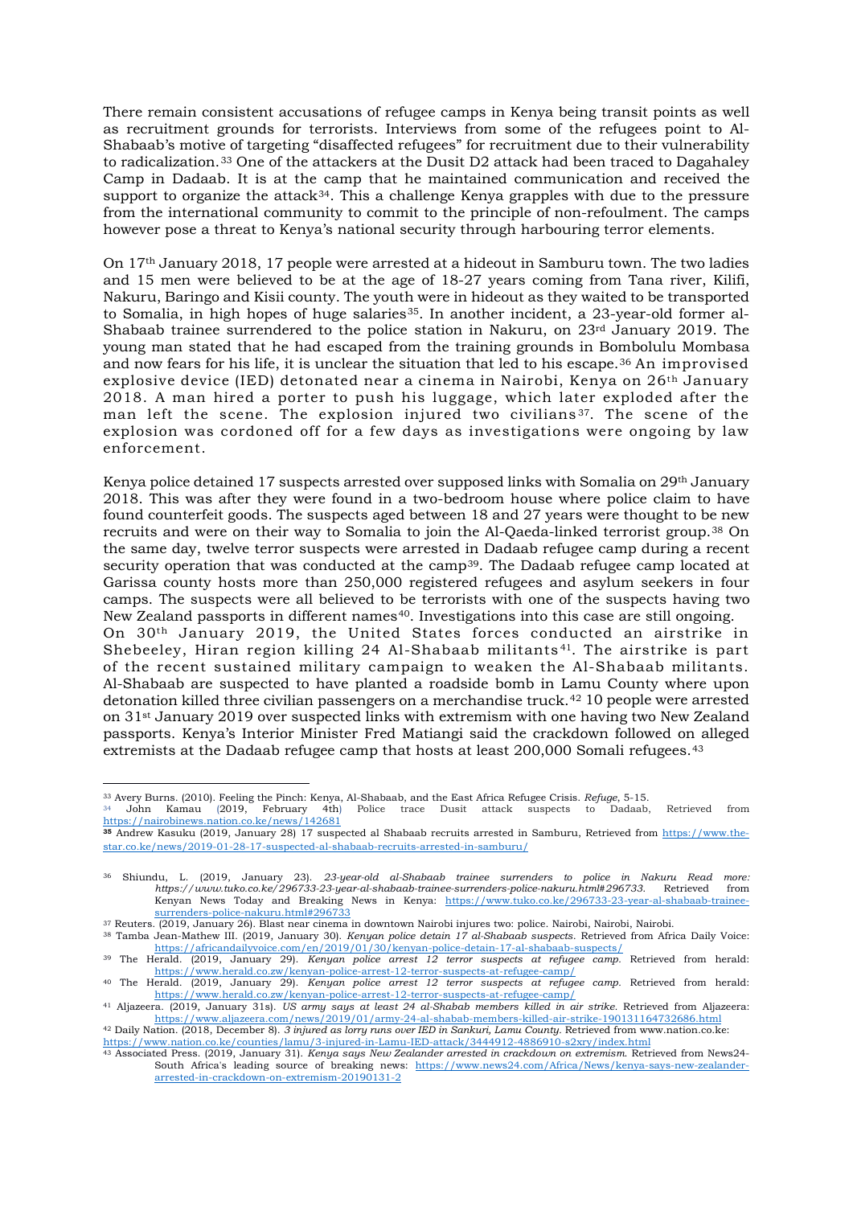There remain consistent accusations of refugee camps in Kenya being transit points as well as recruitment grounds for terrorists. Interviews from some of the refugees point to Al-Shabaab's motive of targeting "disaffected refugees" for recruitment due to their vulnerability to radicalization.[33] One of the attackers at the Dusit D2 attack had been traced to Dagahaley Camp in Dadaab. It is at the camp that he maintained communication and received the support to organize the attack[34]. This a challenge Kenya grapples with due to the pressure from the international community to commit to the principle of non-refoulment. The camps however pose a threat to Kenya's national security through harbouring terror elements.

On 17th January 2018, 17 people were arrested at a hideout in Samburu town. The two ladies and 15 men were believed to be at the age of 18-27 years coming from Tana river, Kilifi, Nakuru, Baringo and Kisii county. The youth were in hideout as they waited to be transported to Somalia, in high hopes of huge salaries[35]. In another incident, a 23-year-old former al-Shabaab trainee surrendered to the police station in Nakuru, on 23rd January 2019. The young man stated that he had escaped from the training grounds in Bombolulu Mombasa and now fears for his life, it is unclear the situation that led to his escape.[36] An improvised explosive device (IED) detonated near a cinema in Nairobi, Kenya on 26th January 2018. A man hired a porter to push his luggage, which later exploded after the man left the scene. The explosion injured two civilians[37]. The scene of the explosion was cordoned off for a few days as investigations were ongoing by law enforcement.

Kenya police detained 17 suspects arrested over supposed links with Somalia on 29th January 2018. This was after they were found in a two-bedroom house where police claim to have found counterfeit goods. The suspects aged between 18 and 27 years were thought to be new recruits and were on their way to Somalia to join the Al-Qaeda-linked terrorist group.[38] On the same day, twelve terror suspects were arrested in Dadaab refugee camp during a recent security operation that was conducted at the camp[39]. The Dadaab refugee camp located at Garissa county hosts more than 250,000 registered refugees and asylum seekers in four camps. The suspects were all believed to be terrorists with one of the suspects having two New Zealand passports in different names[40]. Investigations into this case are still ongoing.

On 30th January 2019, the United States forces conducted an airstrike in Shebeeley, Hiran region killing 24 Al-Shabaab militants[41]. The airstrike is part of the recent sustained military campaign to weaken the Al-Shabaab militants. Al-Shabaab are suspected to have planted a roadside bomb in Lamu County where upon detonation killed three civilian passengers on a merchandise truck.[42] 10 people were arrested on 31st January 2019 over suspected links with extremism with one having two New Zealand passports. Kenya's Interior Minister Fred Matiangi said the crackdown followed on alleged extremists at the Dadaab refugee camp that hosts at least 200,000 Somali refugees.[43]

---

[33] Avery Burns. (2010). Feeling the Pinch: Kenya, Al-Shabaab, and the East Africa Refugee Crisis. *Refuge*, 5-15.

[34] John Kamau (2019, February 4th) Police trace Dusit attack suspects to Dadaab, Retrieved from https://nairobinews.nation.co.ke/news/142681

**[35]** Andrew Kasuku (2019, January 28) 17 suspected al Shabaab recruits arrested in Samburu, Retrieved from https://www.the-star.co.ke/news/2019-01-28-17-suspected-al-shabaab-recruits-arrested-in-samburu/

[36] Shiundu, L. (2019, January 23). *23-year-old al-Shabaab trainee surrenders to police in Nakuru Read more: https://www.tuko.co.ke/296733-23-year-al-shabaab-trainee-surrenders-police-nakuru.html#296733.* Retrieved from Kenyan News Today and Breaking News in Kenya: https://www.tuko.co.ke/296733-23-year-al-shabaab-trainee-surrenders-police-nakuru.html#296733

[37] Reuters. (2019, January 26). Blast near cinema in downtown Nairobi injures two: police. Nairobi, Nairobi, Nairobi.

[38] Tamba Jean-Mathew III. (2019, January 30). *Kenyan police detain 17 al-Shabaab suspects.* Retrieved from Africa Daily Voice: https://africandailyvoice.com/en/2019/01/30/kenyan-police-detain-17-al-shabaab-suspects/

[39] The Herald. (2019, January 29). *Kenyan police arrest 12 terror suspects at refugee camp.* Retrieved from herald: https://www.herald.co.zw/kenyan-police-arrest-12-terror-suspects-at-refugee-camp/

[40] The Herald. (2019, January 29). *Kenyan police arrest 12 terror suspects at refugee camp.* Retrieved from herald: https://www.herald.co.zw/kenyan-police-arrest-12-terror-suspects-at-refugee-camp/

[41] Aljazeera. (2019, January 31s). *US army says at least 24 al-Shabab members killed in air strike.* Retrieved from Aljazeera: https://www.aljazeera.com/news/2019/01/army-24-al-shabab-members-killed-air-strike-190131164732686.html

[42] Daily Nation. (2018, December 8). *3 injured as lorry runs over IED in Sankuri, Lamu County.* Retrieved from www.nation.co.ke: https://www.nation.co.ke/counties/lamu/3-injured-in-Lamu-IED-attack/3444912-4886910-s2xry/index.html

[43] Associated Press. (2019, January 31). *Kenya says New Zealander arrested in crackdown on extremism.* Retrieved from News24-South Africa's leading source of breaking news: https://www.news24.com/Africa/News/kenya-says-new-zealander-arrested-in-crackdown-on-extremism-20190131-2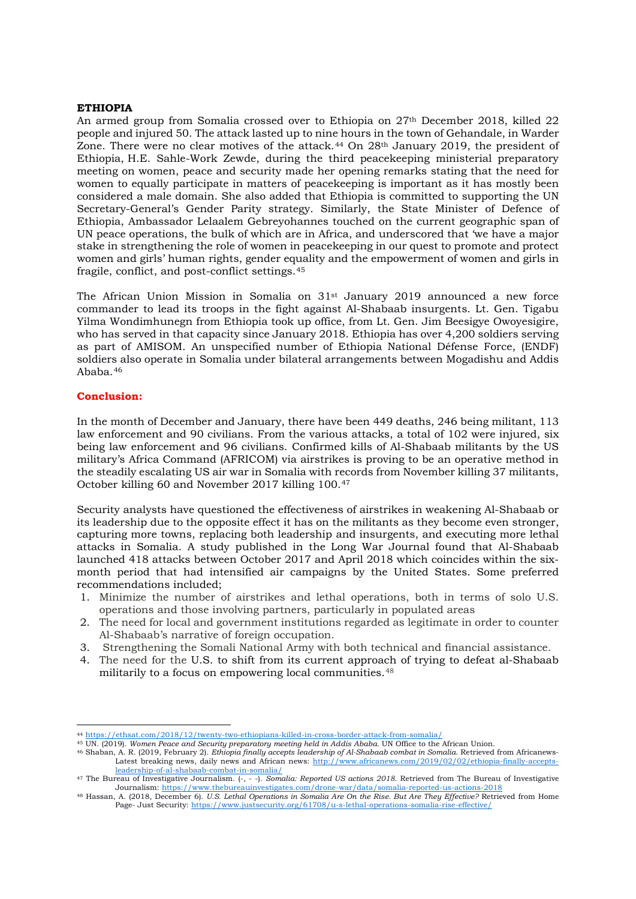**ETHIOPIA**

An armed group from Somalia crossed over to Ethiopia on 27th December 2018, killed 22 people and injured 50. The attack lasted up to nine hours in the town of Gehandale, in Warder Zone. There were no clear motives of the attack.[44] On 28th January 2019, the president of Ethiopia, H.E. Sahle-Work Zewde, during the third peacekeeping ministerial preparatory meeting on women, peace and security made her opening remarks stating that the need for women to equally participate in matters of peacekeeping is important as it has mostly been considered a male domain. She also added that Ethiopia is committed to supporting the UN Secretary-General's Gender Parity strategy. Similarly, the State Minister of Defence of Ethiopia, Ambassador Lelaalem Gebreyohannes touched on the current geographic span of UN peace operations, the bulk of which are in Africa, and underscored that 'we have a major stake in strengthening the role of women in peacekeeping in our quest to promote and protect women and girls' human rights, gender equality and the empowerment of women and girls in fragile, conflict, and post-conflict settings.[45]

The African Union Mission in Somalia on 31st January 2019 announced a new force commander to lead its troops in the fight against Al-Shabaab insurgents. Lt. Gen. Tigabu Yilma Wondimhunegn from Ethiopia took up office, from Lt. Gen. Jim Beesigye Owoyesigire, who has served in that capacity since January 2018. Ethiopia has over 4,200 soldiers serving as part of AMISOM. An unspecified number of Ethiopia National Défense Force, (ENDF) soldiers also operate in Somalia under bilateral arrangements between Mogadishu and Addis Ababa.[46]

**Conclusion:**

In the month of December and January, there have been 449 deaths, 246 being militant, 113 law enforcement and 90 civilians. From the various attacks, a total of 102 were injured, six being law enforcement and 96 civilians. Confirmed kills of Al-Shabaab militants by the US military's Africa Command (AFRICOM) via airstrikes is proving to be an operative method in the steadily escalating US air war in Somalia with records from November killing 37 militants, October killing 60 and November 2017 killing 100.[47]

Security analysts have questioned the effectiveness of airstrikes in weakening Al-Shabaab or its leadership due to the opposite effect it has on the militants as they become even stronger, capturing more towns, replacing both leadership and insurgents, and executing more lethal attacks in Somalia. A study published in the Long War Journal found that Al-Shabaab launched 418 attacks between October 2017 and April 2018 which coincides within the six-month period that had intensified air campaigns by the United States. Some preferred recommendations included;

1. Minimize the number of airstrikes and lethal operations, both in terms of solo U.S. operations and those involving partners, particularly in populated areas
2. The need for local and government institutions regarded as legitimate in order to counter Al-Shabaab's narrative of foreign occupation.
3. Strengthening the Somali National Army with both technical and financial assistance.
4. The need for the U.S. to shift from its current approach of trying to defeat al-Shabaab militarily to a focus on empowering local communities.[48]

---

[44] https://ethsat.com/2018/12/twenty-two-ethiopians-killed-in-cross-border-attack-from-somalia/

[45] UN. (2019). *Women Peace and Security preparatory meeting held in Addis Ababa.* UN Office to the African Union.

[46] Shaban, A. R. (2019, February 2). *Ethiopia finally accepts leadership of Al-Shabaab combat in Somalia.* Retrieved from Africanews-Latest breaking news, daily news and African news: http://www.africanews.com/2019/02/02/ethiopia-finally-accepts-leadership-of-al-shabaab-combat-in-somalia/

[47] The Bureau of Investigative Journalism. (-, - -). *Somalia: Reported US actions 2018.* Retrieved from The Bureau of Investigative Journalism: https://www.thebureauinvestigates.com/drone-war/data/somalia-reported-us-actions-2018

[48] Hassan, A. (2018, December 6). *U.S. Lethal Operations in Somalia Are On the Rise. But Are They Effective?* Retrieved from Home Page- Just Security: https://www.justsecurity.org/61708/u-s-lethal-operations-somalia-rise-effective/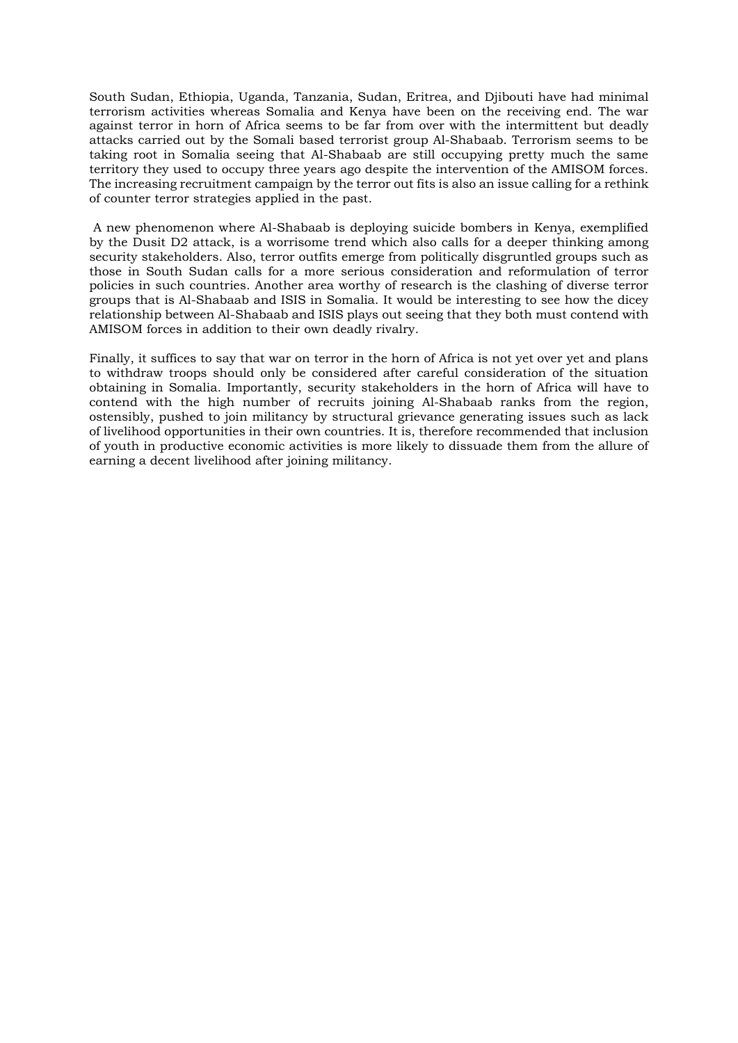South Sudan, Ethiopia, Uganda, Tanzania, Sudan, Eritrea, and Djibouti have had minimal terrorism activities whereas Somalia and Kenya have been on the receiving end. The war against terror in horn of Africa seems to be far from over with the intermittent but deadly attacks carried out by the Somali based terrorist group Al-Shabaab. Terrorism seems to be taking root in Somalia seeing that Al-Shabaab are still occupying pretty much the same territory they used to occupy three years ago despite the intervention of the AMISOM forces. The increasing recruitment campaign by the terror out fits is also an issue calling for a rethink of counter terror strategies applied in the past.

A new phenomenon where Al-Shabaab is deploying suicide bombers in Kenya, exemplified by the Dusit D2 attack, is a worrisome trend which also calls for a deeper thinking among security stakeholders. Also, terror outfits emerge from politically disgruntled groups such as those in South Sudan calls for a more serious consideration and reformulation of terror policies in such countries. Another area worthy of research is the clashing of diverse terror groups that is Al-Shabaab and ISIS in Somalia. It would be interesting to see how the dicey relationship between Al-Shabaab and ISIS plays out seeing that they both must contend with AMISOM forces in addition to their own deadly rivalry.

Finally, it suffices to say that war on terror in the horn of Africa is not yet over yet and plans to withdraw troops should only be considered after careful consideration of the situation obtaining in Somalia. Importantly, security stakeholders in the horn of Africa will have to contend with the high number of recruits joining Al-Shabaab ranks from the region, ostensibly, pushed to join militancy by structural grievance generating issues such as lack of livelihood opportunities in their own countries. It is, therefore recommended that inclusion of youth in productive economic activities is more likely to dissuade them from the allure of earning a decent livelihood after joining militancy.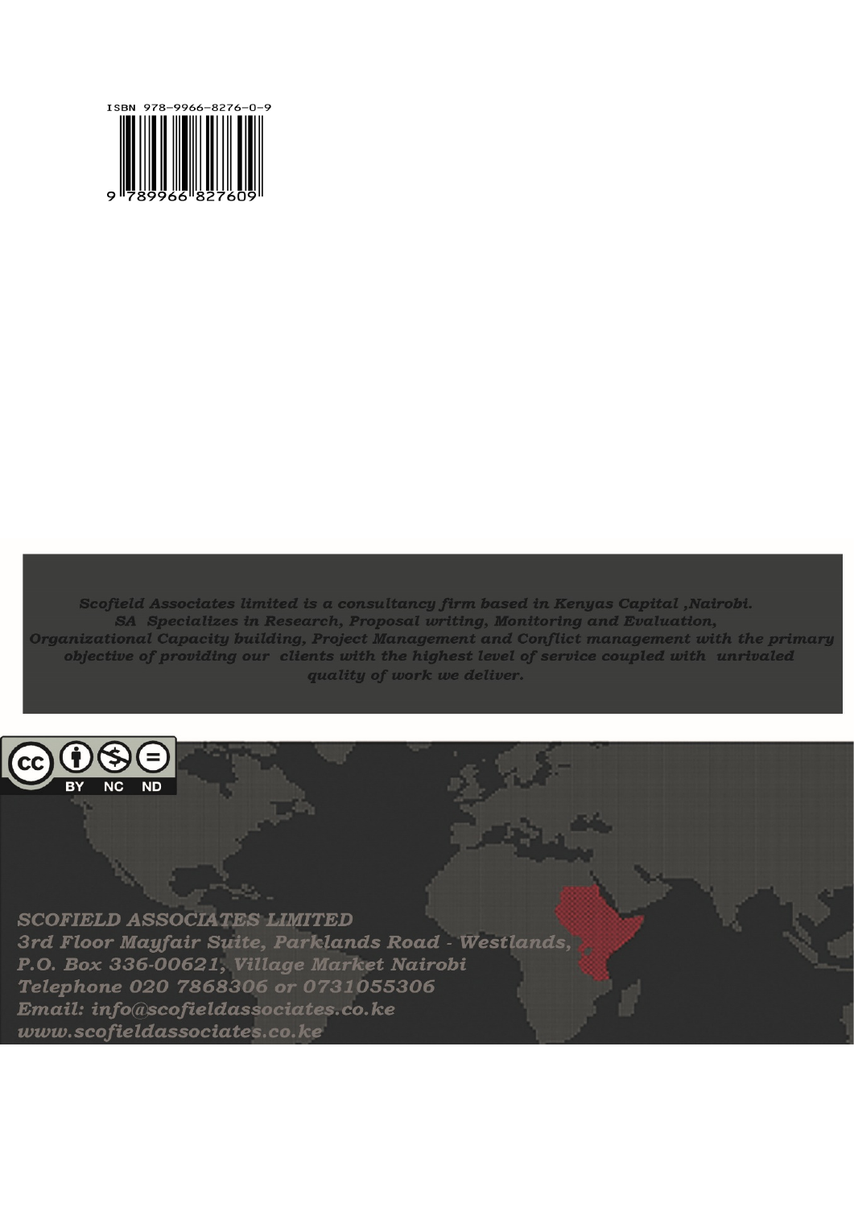ISBN 978-9966-8276-0-9

9 789966 827609

*Scofield Associates limited is a consultancy firm based in Kenyas Capital ,Nairobi. SA Specializes in Research, Proposal writing, Monitoring and Evaluation, Organizational Capacity building, Project Management and Conflict management with the primary objective of providing our clients with the highest level of service coupled with unrivaled quality of work we deliver.*

CC BY NC ND

***SCOFIELD ASSOCIATES LIMITED***
***3rd Floor Mayfair Suite, Parklands Road - Westlands,***
***P.O. Box 336-00621, Village Market Nairobi***
***Telephone 020 7868306 or 0731055306***
***Email: info@scofieldassociates.co.ke***
***www.scofieldassociates.co.ke***